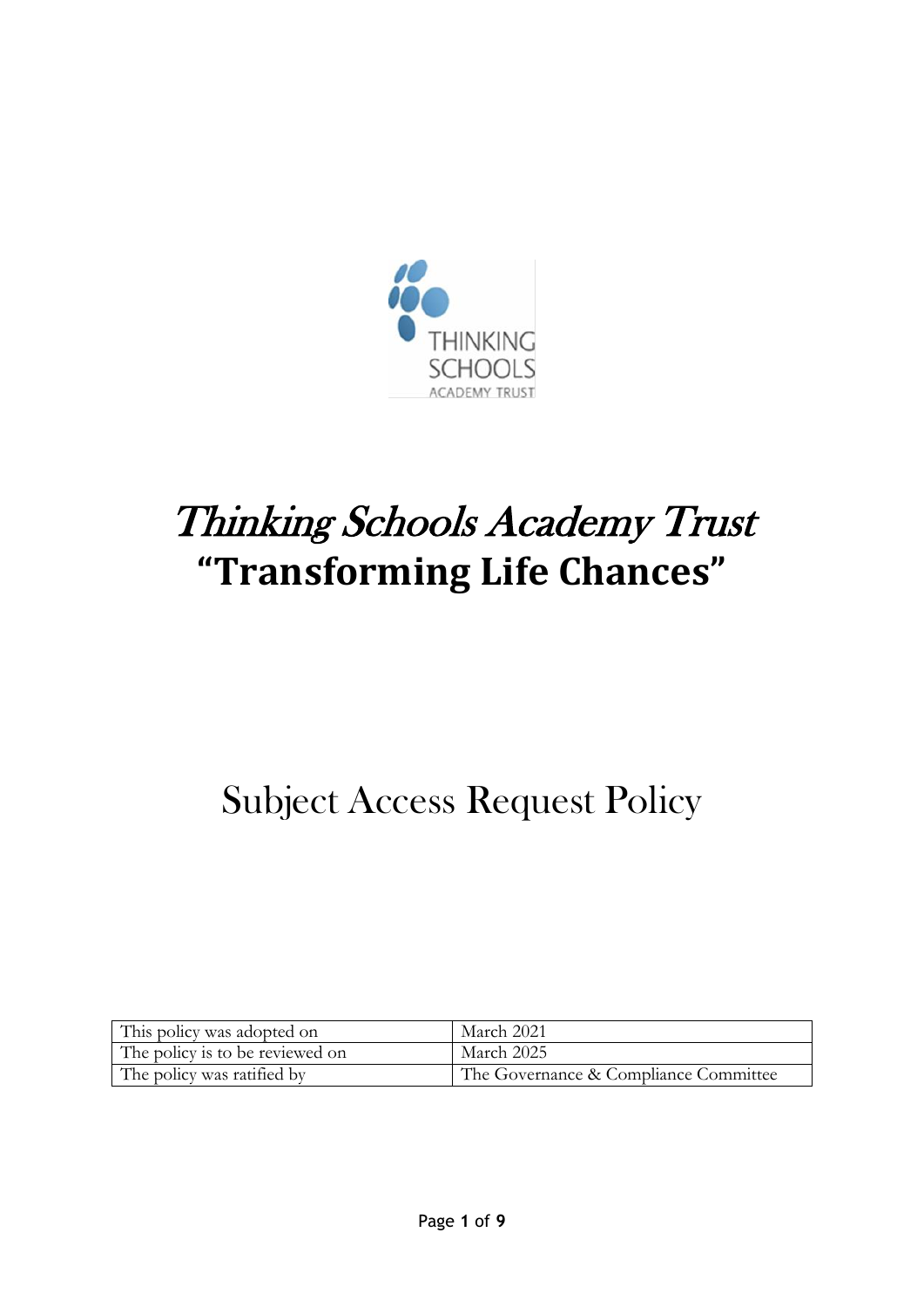# *Thinking Schools Academy Trust*

## **"Transforming Life Chances"**

# Subject Access Request Policy

| This policy was adopted on | March 2021 |
|---|---|
| The policy is to be reviewed on | March 2025 |
| The policy was ratified by | The Governance & Compliance Committee |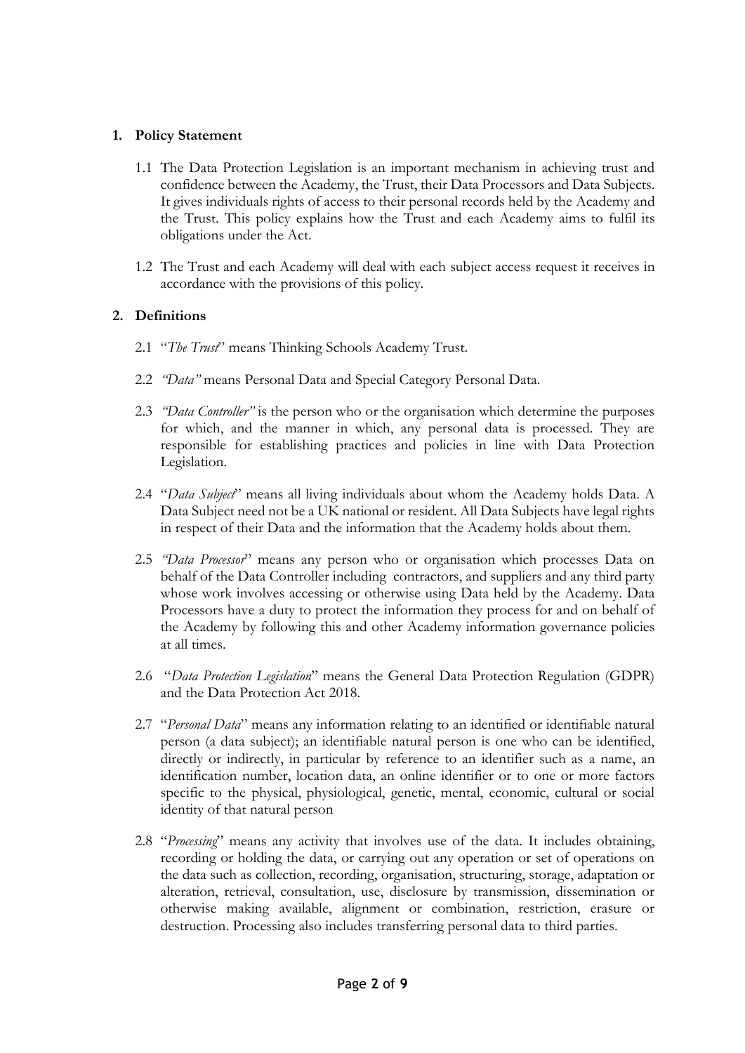## 1. Policy Statement

1.1 The Data Protection Legislation is an important mechanism in achieving trust and confidence between the Academy, the Trust, their Data Processors and Data Subjects. It gives individuals rights of access to their personal records held by the Academy and the Trust. This policy explains how the Trust and each Academy aims to fulfil its obligations under the Act.

1.2 The Trust and each Academy will deal with each subject access request it receives in accordance with the provisions of this policy.

## 2. Definitions

2.1 "*The Trust*" means Thinking Schools Academy Trust.

2.2 *"Data"* means Personal Data and Special Category Personal Data.

2.3 *"Data Controller"* is the person who or the organisation which determine the purposes for which, and the manner in which, any personal data is processed. They are responsible for establishing practices and policies in line with Data Protection Legislation.

2.4 "*Data Subject*" means all living individuals about whom the Academy holds Data. A Data Subject need not be a UK national or resident. All Data Subjects have legal rights in respect of their Data and the information that the Academy holds about them.

2.5 *"Data Processor*" means any person who or organisation which processes Data on behalf of the Data Controller including contractors, and suppliers and any third party whose work involves accessing or otherwise using Data held by the Academy. Data Processors have a duty to protect the information they process for and on behalf of the Academy by following this and other Academy information governance policies at all times.

2.6 "*Data Protection Legislation*" means the General Data Protection Regulation (GDPR) and the Data Protection Act 2018.

2.7 "*Personal Data*" means any information relating to an identified or identifiable natural person (a data subject); an identifiable natural person is one who can be identified, directly or indirectly, in particular by reference to an identifier such as a name, an identification number, location data, an online identifier or to one or more factors specific to the physical, physiological, genetic, mental, economic, cultural or social identity of that natural person

2.8 "*Processing*" means any activity that involves use of the data. It includes obtaining, recording or holding the data, or carrying out any operation or set of operations on the data such as collection, recording, organisation, structuring, storage, adaptation or alteration, retrieval, consultation, use, disclosure by transmission, dissemination or otherwise making available, alignment or combination, restriction, erasure or destruction. Processing also includes transferring personal data to third parties.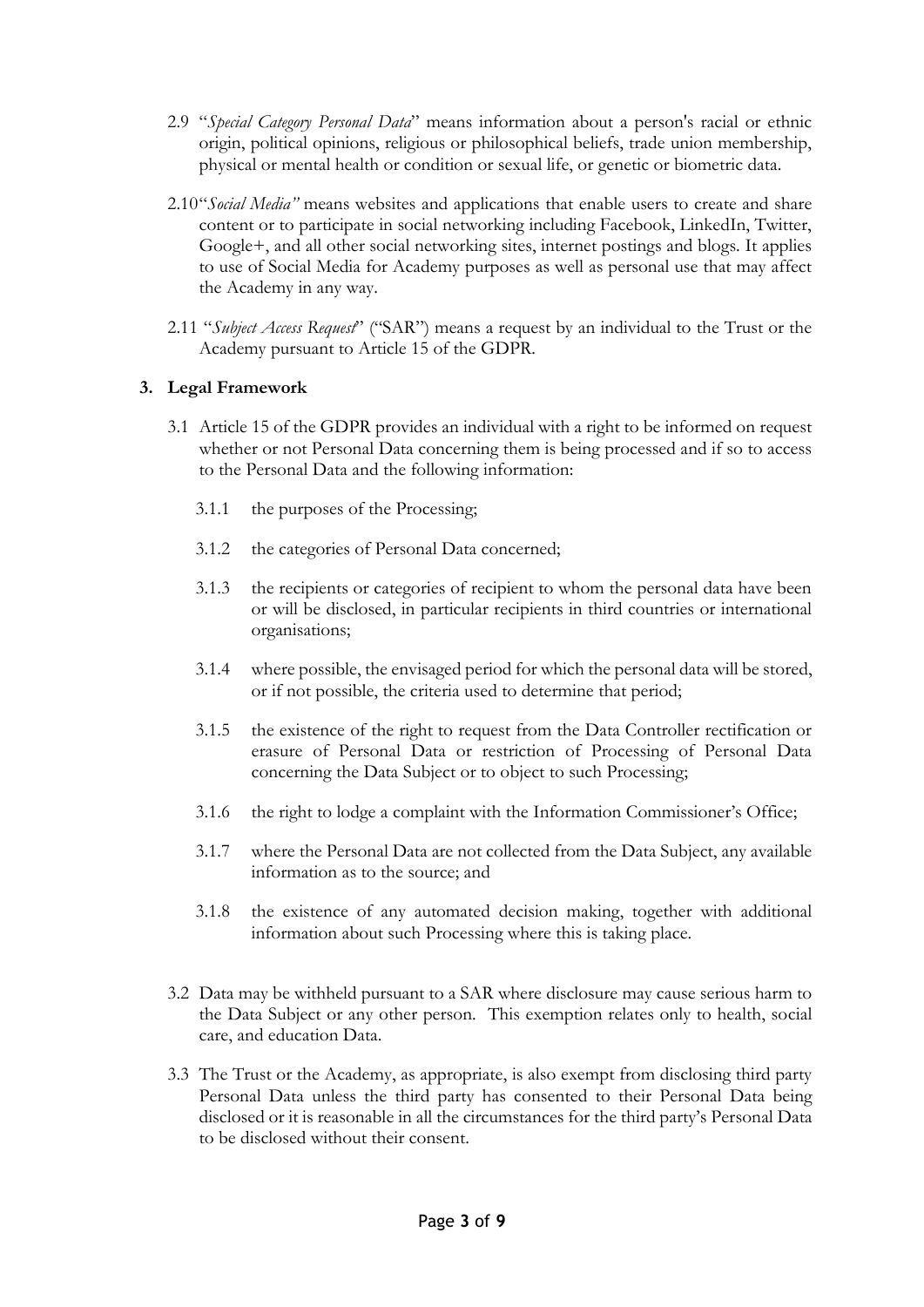2.9 "*Special Category Personal Data*" means information about a person's racial or ethnic origin, political opinions, religious or philosophical beliefs, trade union membership, physical or mental health or condition or sexual life, or genetic or biometric data.

2.10 "*Social Media"* means websites and applications that enable users to create and share content or to participate in social networking including Facebook, LinkedIn, Twitter, Google+, and all other social networking sites, internet postings and blogs. It applies to use of Social Media for Academy purposes as well as personal use that may affect the Academy in any way.

2.11 "*Subject Access Request*" ("SAR") means a request by an individual to the Trust or the Academy pursuant to Article 15 of the GDPR.

## 3. Legal Framework

3.1 Article 15 of the GDPR provides an individual with a right to be informed on request whether or not Personal Data concerning them is being processed and if so to access to the Personal Data and the following information:

3.1.1 the purposes of the Processing;

3.1.2 the categories of Personal Data concerned;

3.1.3 the recipients or categories of recipient to whom the personal data have been or will be disclosed, in particular recipients in third countries or international organisations;

3.1.4 where possible, the envisaged period for which the personal data will be stored, or if not possible, the criteria used to determine that period;

3.1.5 the existence of the right to request from the Data Controller rectification or erasure of Personal Data or restriction of Processing of Personal Data concerning the Data Subject or to object to such Processing;

3.1.6 the right to lodge a complaint with the Information Commissioner's Office;

3.1.7 where the Personal Data are not collected from the Data Subject, any available information as to the source; and

3.1.8 the existence of any automated decision making, together with additional information about such Processing where this is taking place.

3.2 Data may be withheld pursuant to a SAR where disclosure may cause serious harm to the Data Subject or any other person. This exemption relates only to health, social care, and education Data.

3.3 The Trust or the Academy, as appropriate, is also exempt from disclosing third party Personal Data unless the third party has consented to their Personal Data being disclosed or it is reasonable in all the circumstances for the third party's Personal Data to be disclosed without their consent.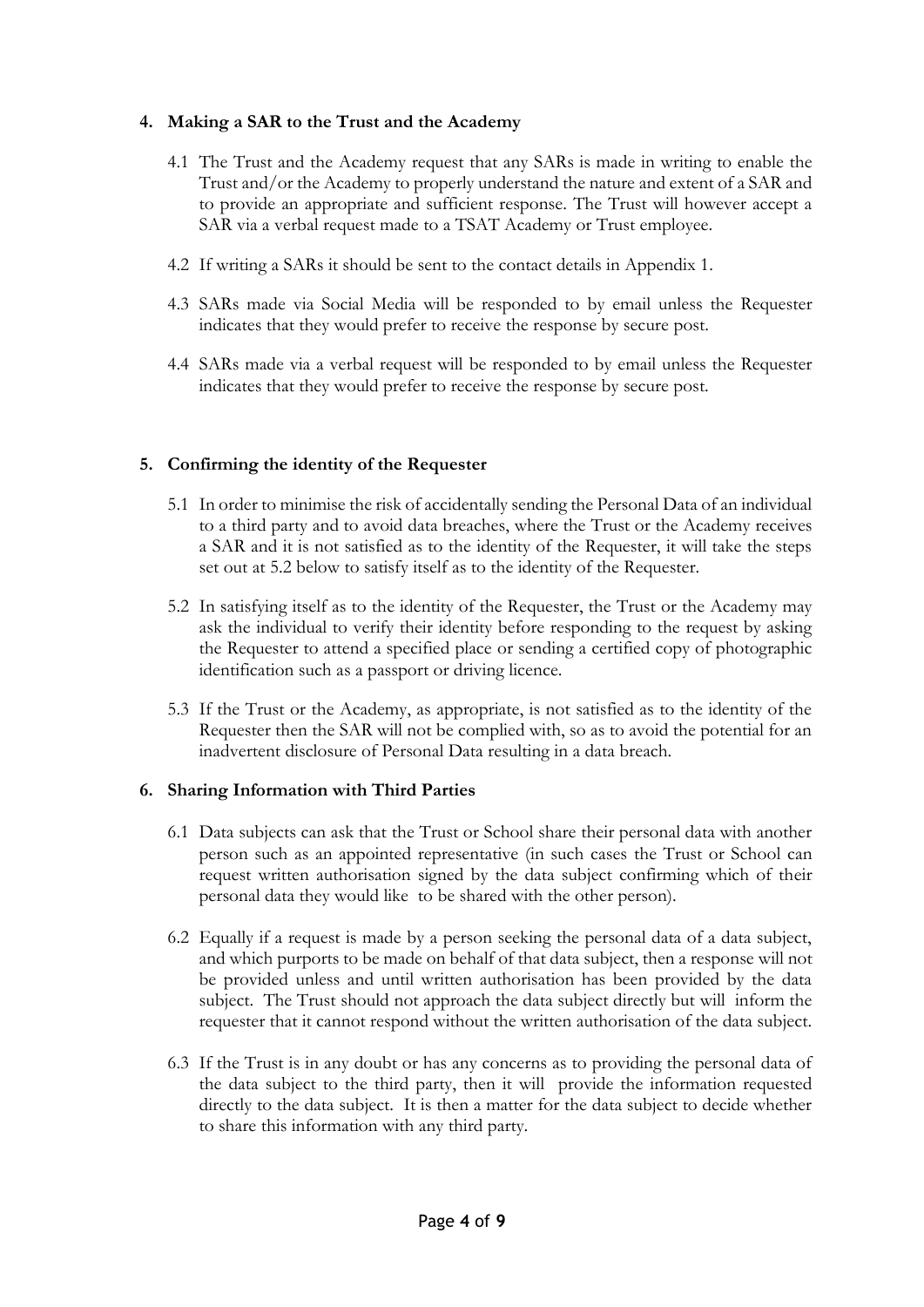## 4. Making a SAR to the Trust and the Academy

4.1 The Trust and the Academy request that any SARs is made in writing to enable the Trust and/or the Academy to properly understand the nature and extent of a SAR and to provide an appropriate and sufficient response. The Trust will however accept a SAR via a verbal request made to a TSAT Academy or Trust employee.

4.2 If writing a SARs it should be sent to the contact details in Appendix 1.

4.3 SARs made via Social Media will be responded to by email unless the Requester indicates that they would prefer to receive the response by secure post.

4.4 SARs made via a verbal request will be responded to by email unless the Requester indicates that they would prefer to receive the response by secure post.

## 5. Confirming the identity of the Requester

5.1 In order to minimise the risk of accidentally sending the Personal Data of an individual to a third party and to avoid data breaches, where the Trust or the Academy receives a SAR and it is not satisfied as to the identity of the Requester, it will take the steps set out at 5.2 below to satisfy itself as to the identity of the Requester.

5.2 In satisfying itself as to the identity of the Requester, the Trust or the Academy may ask the individual to verify their identity before responding to the request by asking the Requester to attend a specified place or sending a certified copy of photographic identification such as a passport or driving licence.

5.3 If the Trust or the Academy, as appropriate, is not satisfied as to the identity of the Requester then the SAR will not be complied with, so as to avoid the potential for an inadvertent disclosure of Personal Data resulting in a data breach.

## 6. Sharing Information with Third Parties

6.1 Data subjects can ask that the Trust or School share their personal data with another person such as an appointed representative (in such cases the Trust or School can request written authorisation signed by the data subject confirming which of their personal data they would like to be shared with the other person).

6.2 Equally if a request is made by a person seeking the personal data of a data subject, and which purports to be made on behalf of that data subject, then a response will not be provided unless and until written authorisation has been provided by the data subject. The Trust should not approach the data subject directly but will inform the requester that it cannot respond without the written authorisation of the data subject.

6.3 If the Trust is in any doubt or has any concerns as to providing the personal data of the data subject to the third party, then it will provide the information requested directly to the data subject. It is then a matter for the data subject to decide whether to share this information with any third party.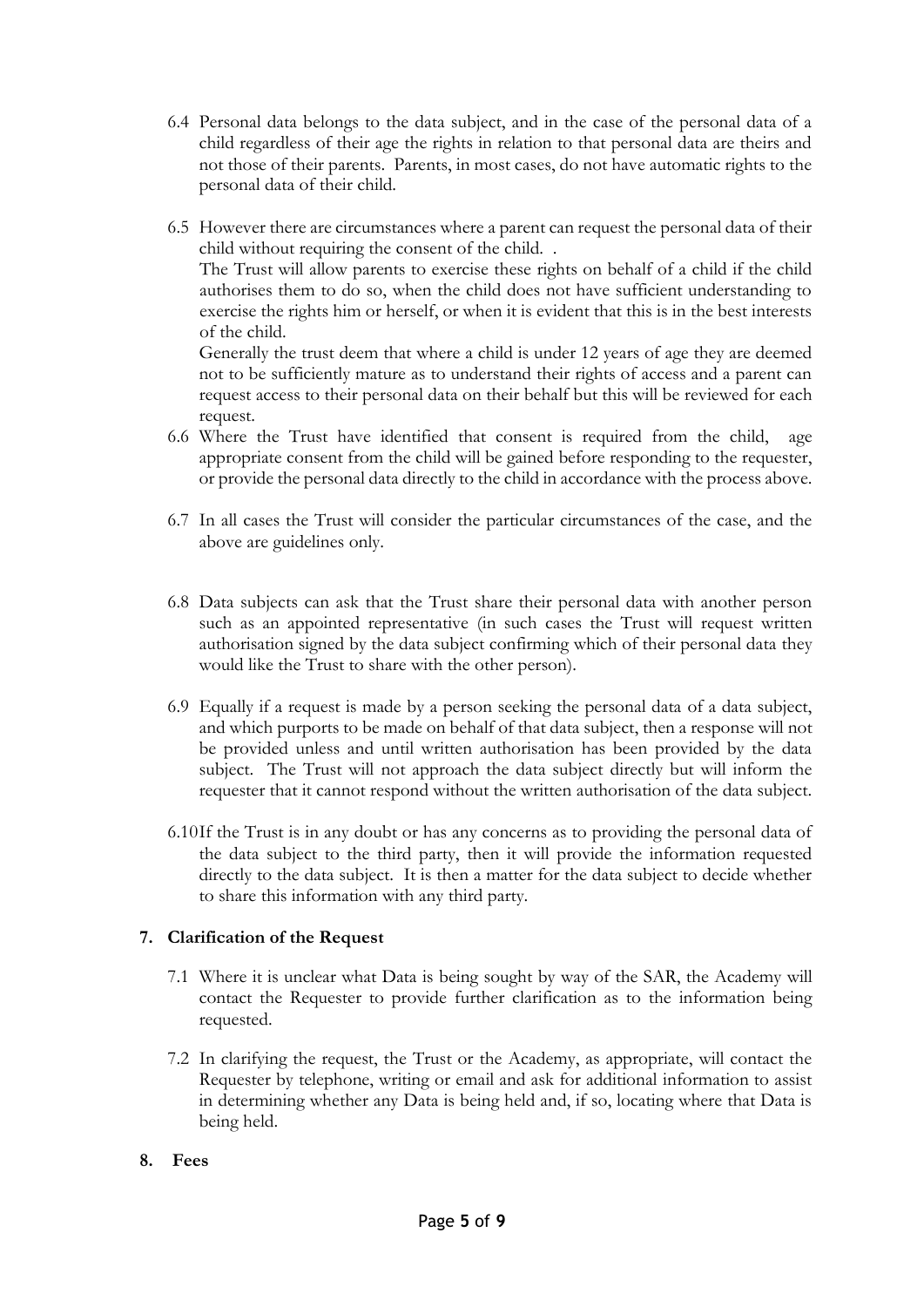6.4 Personal data belongs to the data subject, and in the case of the personal data of a child regardless of their age the rights in relation to that personal data are theirs and not those of their parents. Parents, in most cases, do not have automatic rights to the personal data of their child.

6.5 However there are circumstances where a parent can request the personal data of their child without requiring the consent of the child. .
The Trust will allow parents to exercise these rights on behalf of a child if the child authorises them to do so, when the child does not have sufficient understanding to exercise the rights him or herself, or when it is evident that this is in the best interests of the child.
Generally the trust deem that where a child is under 12 years of age they are deemed not to be sufficiently mature as to understand their rights of access and a parent can request access to their personal data on their behalf but this will be reviewed for each request.

6.6 Where the Trust have identified that consent is required from the child, age appropriate consent from the child will be gained before responding to the requester, or provide the personal data directly to the child in accordance with the process above.

6.7 In all cases the Trust will consider the particular circumstances of the case, and the above are guidelines only.

6.8 Data subjects can ask that the Trust share their personal data with another person such as an appointed representative (in such cases the Trust will request written authorisation signed by the data subject confirming which of their personal data they would like the Trust to share with the other person).

6.9 Equally if a request is made by a person seeking the personal data of a data subject, and which purports to be made on behalf of that data subject, then a response will not be provided unless and until written authorisation has been provided by the data subject. The Trust will not approach the data subject directly but will inform the requester that it cannot respond without the written authorisation of the data subject.

6.10 If the Trust is in any doubt or has any concerns as to providing the personal data of the data subject to the third party, then it will provide the information requested directly to the data subject. It is then a matter for the data subject to decide whether to share this information with any third party.

## 7. Clarification of the Request

7.1 Where it is unclear what Data is being sought by way of the SAR, the Academy will contact the Requester to provide further clarification as to the information being requested.

7.2 In clarifying the request, the Trust or the Academy, as appropriate, will contact the Requester by telephone, writing or email and ask for additional information to assist in determining whether any Data is being held and, if so, locating where that Data is being held.

## 8. Fees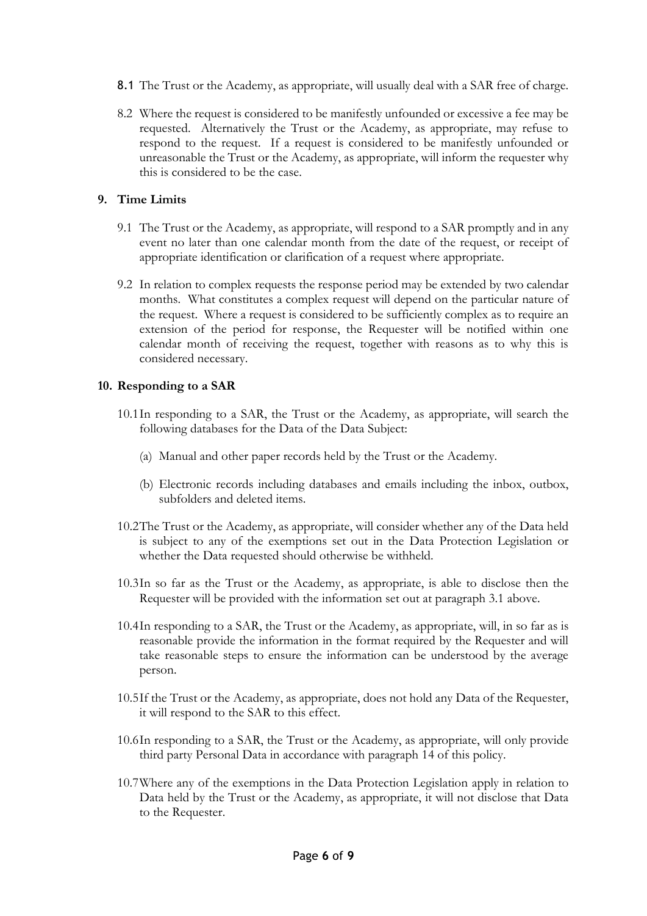8.1 The Trust or the Academy, as appropriate, will usually deal with a SAR free of charge.

8.2 Where the request is considered to be manifestly unfounded or excessive a fee may be requested. Alternatively the Trust or the Academy, as appropriate, may refuse to respond to the request. If a request is considered to be manifestly unfounded or unreasonable the Trust or the Academy, as appropriate, will inform the requester why this is considered to be the case.

## 9. Time Limits

9.1 The Trust or the Academy, as appropriate, will respond to a SAR promptly and in any event no later than one calendar month from the date of the request, or receipt of appropriate identification or clarification of a request where appropriate.

9.2 In relation to complex requests the response period may be extended by two calendar months. What constitutes a complex request will depend on the particular nature of the request. Where a request is considered to be sufficiently complex as to require an extension of the period for response, the Requester will be notified within one calendar month of receiving the request, together with reasons as to why this is considered necessary.

## 10. Responding to a SAR

10.1 In responding to a SAR, the Trust or the Academy, as appropriate, will search the following databases for the Data of the Data Subject:

(a) Manual and other paper records held by the Trust or the Academy.

(b) Electronic records including databases and emails including the inbox, outbox, subfolders and deleted items.

10.2 The Trust or the Academy, as appropriate, will consider whether any of the Data held is subject to any of the exemptions set out in the Data Protection Legislation or whether the Data requested should otherwise be withheld.

10.3 In so far as the Trust or the Academy, as appropriate, is able to disclose then the Requester will be provided with the information set out at paragraph 3.1 above.

10.4 In responding to a SAR, the Trust or the Academy, as appropriate, will, in so far as is reasonable provide the information in the format required by the Requester and will take reasonable steps to ensure the information can be understood by the average person.

10.5 If the Trust or the Academy, as appropriate, does not hold any Data of the Requester, it will respond to the SAR to this effect.

10.6 In responding to a SAR, the Trust or the Academy, as appropriate, will only provide third party Personal Data in accordance with paragraph 14 of this policy.

10.7 Where any of the exemptions in the Data Protection Legislation apply in relation to Data held by the Trust or the Academy, as appropriate, it will not disclose that Data to the Requester.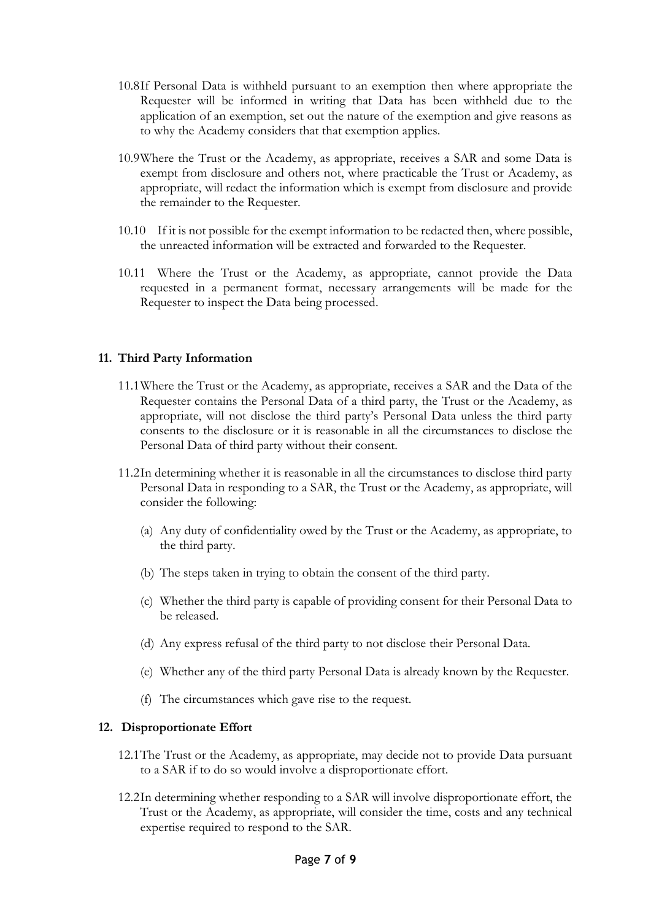10.8 If Personal Data is withheld pursuant to an exemption then where appropriate the Requester will be informed in writing that Data has been withheld due to the application of an exemption, set out the nature of the exemption and give reasons as to why the Academy considers that that exemption applies.

10.9 Where the Trust or the Academy, as appropriate, receives a SAR and some Data is exempt from disclosure and others not, where practicable the Trust or Academy, as appropriate, will redact the information which is exempt from disclosure and provide the remainder to the Requester.

10.10 If it is not possible for the exempt information to be redacted then, where possible, the unreacted information will be extracted and forwarded to the Requester.

10.11 Where the Trust or the Academy, as appropriate, cannot provide the Data requested in a permanent format, necessary arrangements will be made for the Requester to inspect the Data being processed.

## 11. Third Party Information

11.1 Where the Trust or the Academy, as appropriate, receives a SAR and the Data of the Requester contains the Personal Data of a third party, the Trust or the Academy, as appropriate, will not disclose the third party's Personal Data unless the third party consents to the disclosure or it is reasonable in all the circumstances to disclose the Personal Data of third party without their consent.

11.2 In determining whether it is reasonable in all the circumstances to disclose third party Personal Data in responding to a SAR, the Trust or the Academy, as appropriate, will consider the following:

(a) Any duty of confidentiality owed by the Trust or the Academy, as appropriate, to the third party.

(b) The steps taken in trying to obtain the consent of the third party.

(c) Whether the third party is capable of providing consent for their Personal Data to be released.

(d) Any express refusal of the third party to not disclose their Personal Data.

(e) Whether any of the third party Personal Data is already known by the Requester.

(f) The circumstances which gave rise to the request.

## 12. Disproportionate Effort

12.1 The Trust or the Academy, as appropriate, may decide not to provide Data pursuant to a SAR if to do so would involve a disproportionate effort.

12.2 In determining whether responding to a SAR will involve disproportionate effort, the Trust or the Academy, as appropriate, will consider the time, costs and any technical expertise required to respond to the SAR.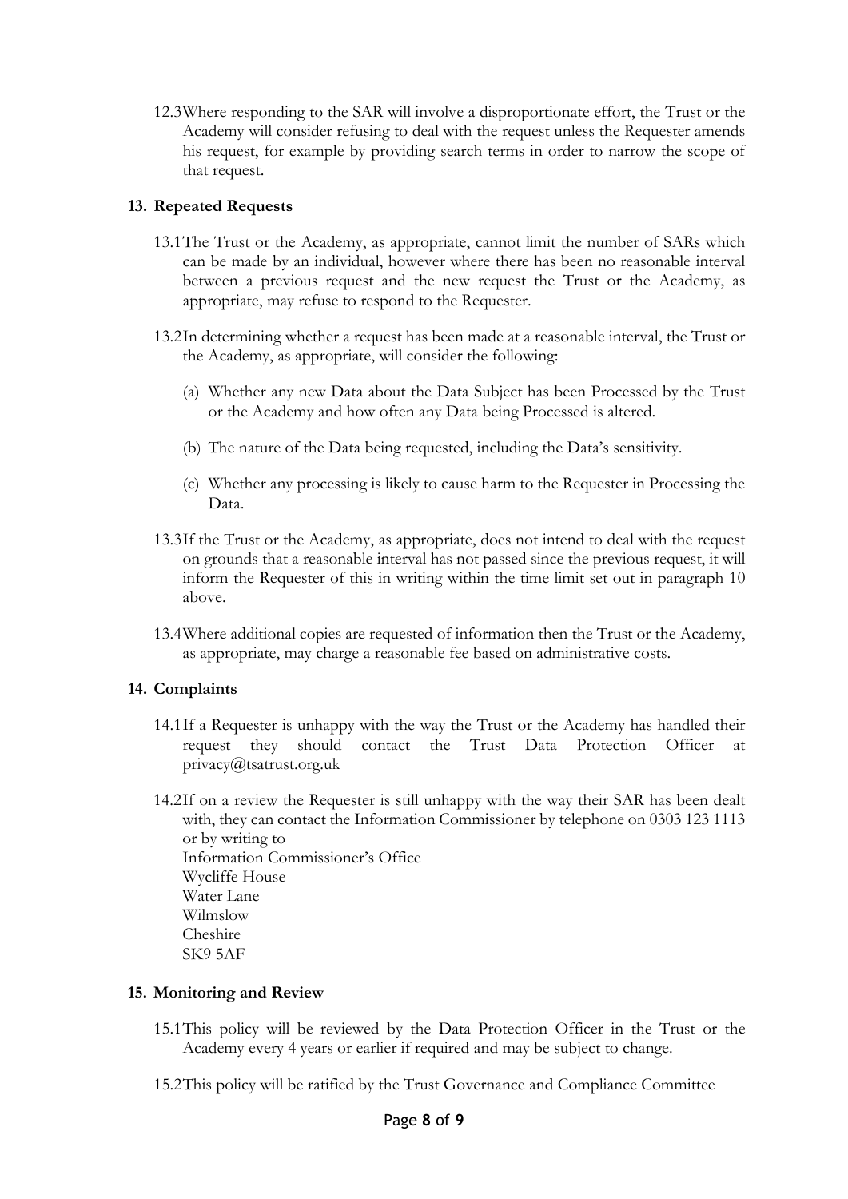12.3 Where responding to the SAR will involve a disproportionate effort, the Trust or the Academy will consider refusing to deal with the request unless the Requester amends his request, for example by providing search terms in order to narrow the scope of that request.

## 13. Repeated Requests

13.1 The Trust or the Academy, as appropriate, cannot limit the number of SARs which can be made by an individual, however where there has been no reasonable interval between a previous request and the new request the Trust or the Academy, as appropriate, may refuse to respond to the Requester.

13.2 In determining whether a request has been made at a reasonable interval, the Trust or the Academy, as appropriate, will consider the following:

(a) Whether any new Data about the Data Subject has been Processed by the Trust or the Academy and how often any Data being Processed is altered.

(b) The nature of the Data being requested, including the Data's sensitivity.

(c) Whether any processing is likely to cause harm to the Requester in Processing the Data.

13.3 If the Trust or the Academy, as appropriate, does not intend to deal with the request on grounds that a reasonable interval has not passed since the previous request, it will inform the Requester of this in writing within the time limit set out in paragraph 10 above.

13.4 Where additional copies are requested of information then the Trust or the Academy, as appropriate, may charge a reasonable fee based on administrative costs.

## 14. Complaints

14.1 If a Requester is unhappy with the way the Trust or the Academy has handled their request they should contact the Trust Data Protection Officer at privacy@tsatrust.org.uk

14.2 If on a review the Requester is still unhappy with the way their SAR has been dealt with, they can contact the Information Commissioner by telephone on 0303 123 1113 or by writing to
Information Commissioner's Office
Wycliffe House
Water Lane
Wilmslow
Cheshire
SK9 5AF

## 15. Monitoring and Review

15.1 This policy will be reviewed by the Data Protection Officer in the Trust or the Academy every 4 years or earlier if required and may be subject to change.

15.2 This policy will be ratified by the Trust Governance and Compliance Committee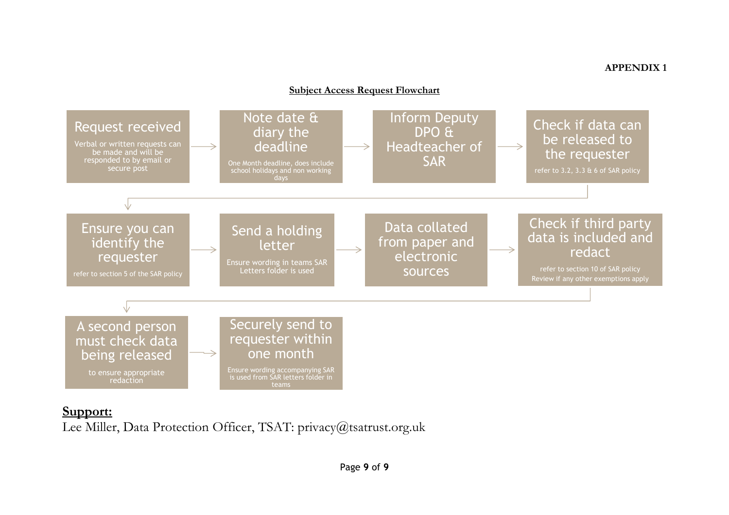**APPENDIX 1**

**Subject Access Request Flowchart**

1. **Request received** — Verbal or written requests can be made and will be responded to by email or secure post
2. **Note date & diary the deadline** — One Month deadline, does include school holidays and non working days
3. **Inform Deputy DPO & Headteacher of SAR**
4. **Check if data can be released to the requester** — refer to 3.2, 3.3 & 6 of SAR policy
5. **Ensure you can identify the requester** — refer to section 5 of the SAR policy
6. **Send a holding letter** — Ensure wording in teams SAR Letters folder is used
7. **Data collated from paper and electronic sources**
8. **Check if third party data is included and redact** — refer to section 10 of SAR policy. Review if any other exemptions apply
9. **A second person must check data being released** — to ensure appropriate redaction
10. **Securely send to requester within one month** — Ensure wording accompanying SAR is used from SAR letters folder in teams

**Support:**

Lee Miller, Data Protection Officer, TSAT: privacy@tsatrust.org.uk